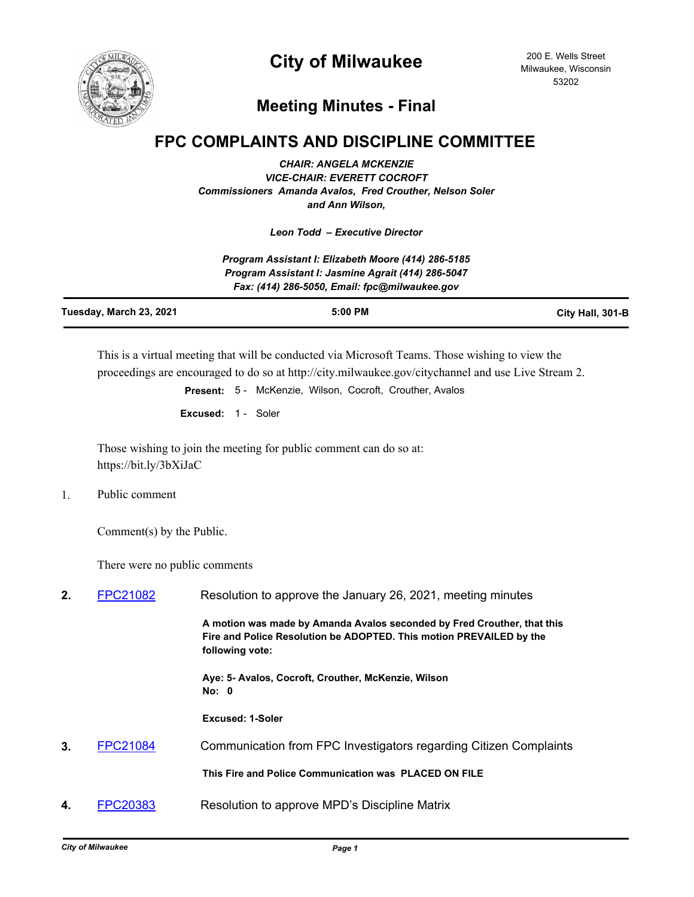# City of Milwaukee

200 E. Wells Street
Milwaukee, Wisconsin
53202

## Meeting Minutes - Final

## FPC COMPLAINTS AND DISCIPLINE COMMITTEE

*CHAIR: ANGELA MCKENZIE*
*VICE-CHAIR: EVERETT COCROFT*
*Commissioners Amanda Avalos, Fred Crouther, Nelson Soler and Ann Wilson,*

*Leon Todd – Executive Director*

*Program Assistant I: Elizabeth Moore (414) 286-5185*
*Program Assistant I: Jasmine Agrait (414) 286-5047*
*Fax: (414) 286-5050, Email: fpc@milwaukee.gov*

**Tuesday, March 23, 2021** | **5:00 PM** | **City Hall, 301-B**

This is a virtual meeting that will be conducted via Microsoft Teams. Those wishing to view the proceedings are encouraged to do so at http://city.milwaukee.gov/citychannel and use Live Stream 2.

**Present:** 5 - McKenzie, Wilson, Cocroft, Crouther, Avalos

**Excused:** 1 - Soler

Those wishing to join the meeting for public comment can do so at: https://bit.ly/3bXiJaC

1. Public comment

Comment(s) by the Public.

There were no public comments

**2.** FPC21082 Resolution to approve the January 26, 2021, meeting minutes

**A motion was made by Amanda Avalos seconded by Fred Crouther, that this Fire and Police Resolution be ADOPTED. This motion PREVAILED by the following vote:**

**Aye: 5- Avalos, Cocroft, Crouther, McKenzie, Wilson**
**No: 0**

**Excused: 1-Soler**

**3.** FPC21084 Communication from FPC Investigators regarding Citizen Complaints

**This Fire and Police Communication was PLACED ON FILE**

**4.** FPC20383 Resolution to approve MPD's Discipline Matrix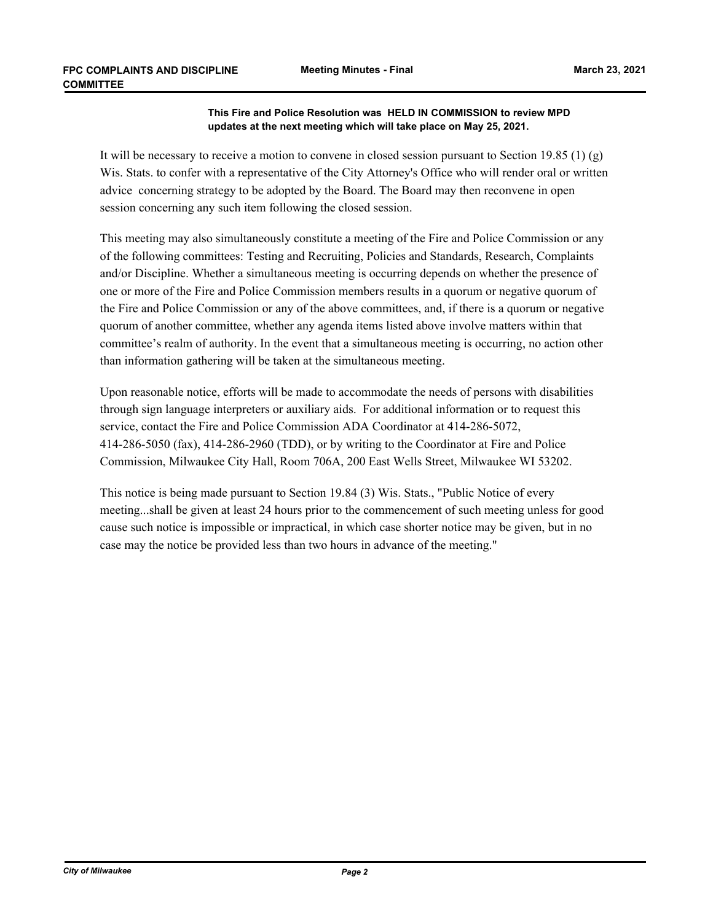**This Fire and Police Resolution was HELD IN COMMISSION to review MPD updates at the next meeting which will take place on May 25, 2021.**

It will be necessary to receive a motion to convene in closed session pursuant to Section 19.85 (1) (g) Wis. Stats. to confer with a representative of the City Attorney's Office who will render oral or written advice concerning strategy to be adopted by the Board. The Board may then reconvene in open session concerning any such item following the closed session.

This meeting may also simultaneously constitute a meeting of the Fire and Police Commission or any of the following committees: Testing and Recruiting, Policies and Standards, Research, Complaints and/or Discipline. Whether a simultaneous meeting is occurring depends on whether the presence of one or more of the Fire and Police Commission members results in a quorum or negative quorum of the Fire and Police Commission or any of the above committees, and, if there is a quorum or negative quorum of another committee, whether any agenda items listed above involve matters within that committee's realm of authority. In the event that a simultaneous meeting is occurring, no action other than information gathering will be taken at the simultaneous meeting.

Upon reasonable notice, efforts will be made to accommodate the needs of persons with disabilities through sign language interpreters or auxiliary aids. For additional information or to request this service, contact the Fire and Police Commission ADA Coordinator at 414-286-5072, 414-286-5050 (fax), 414-286-2960 (TDD), or by writing to the Coordinator at Fire and Police Commission, Milwaukee City Hall, Room 706A, 200 East Wells Street, Milwaukee WI 53202.

This notice is being made pursuant to Section 19.84 (3) Wis. Stats., "Public Notice of every meeting...shall be given at least 24 hours prior to the commencement of such meeting unless for good cause such notice is impossible or impractical, in which case shorter notice may be given, but in no case may the notice be provided less than two hours in advance of the meeting."